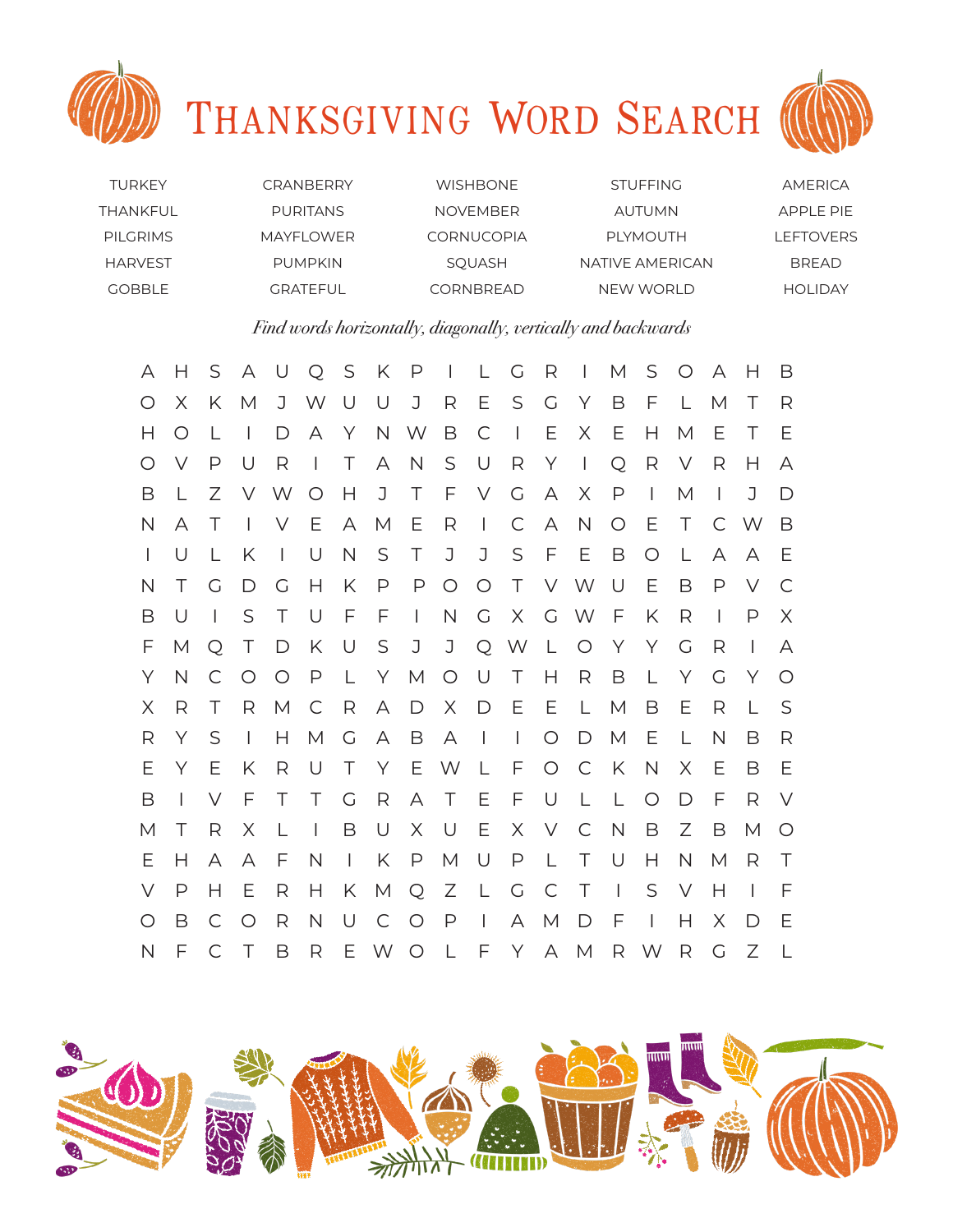# Thanksgiving Word Search

| | | | | |
|---|---|---|---|---|
| TURKEY | CRANBERRY | WISHBONE | STUFFING | AMERICA |
| THANKFUL | PURITANS | NOVEMBER | AUTUMN | APPLE PIE |
| PILGRIMS | MAYFLOWER | CORNUCOPIA | PLYMOUTH | LEFTOVERS |
| HARVEST | PUMPKIN | SQUASH | NATIVE AMERICAN | BREAD |
| GOBBLE | GRATEFUL | CORNBREAD | NEW WORLD | HOLIDAY |

*Find words horizontally, diagonally, vertically and backwards*

```
A H S A U Q S K P I L G R I M S O A H B
O X K M J W U U J R E S G Y B F L M T R
H O L I D A Y N W B C I E X E H M E T E
O V P U R I T A N S U R Y I Q R V R H A
B L Z V W O H J T F V G A X P I M I J D
N A T I V E A M E R I C A N O E T C W B
I U L K I U N S T J J S F E B O L A A E
N T G D G H K P P O O T V W U E B P V C
B U I S T U F F I N G X G W F K R I P X
F M Q T D K U S J J Q W L O Y Y G R I A
Y N C O O P L Y M O U T H R B L Y G Y O
X R T R M C R A D X D E E L M B E R L S
R Y S I H M G A B A I I O D M E L N B R
E Y E K R U T Y E W L F O C K N X E B E
B I V F T T G R A T E F U L L O D F R V
M T R X L I B U X U E X V C N B Z B M O
E H A A F N I K P M U P L T U H N M R T
V P H E R H K M Q Z L G C T I S V H I F
O B C O R N U C O P I A M D F I H X D E
N F C T B R E W O L F Y A M R W R G Z L
```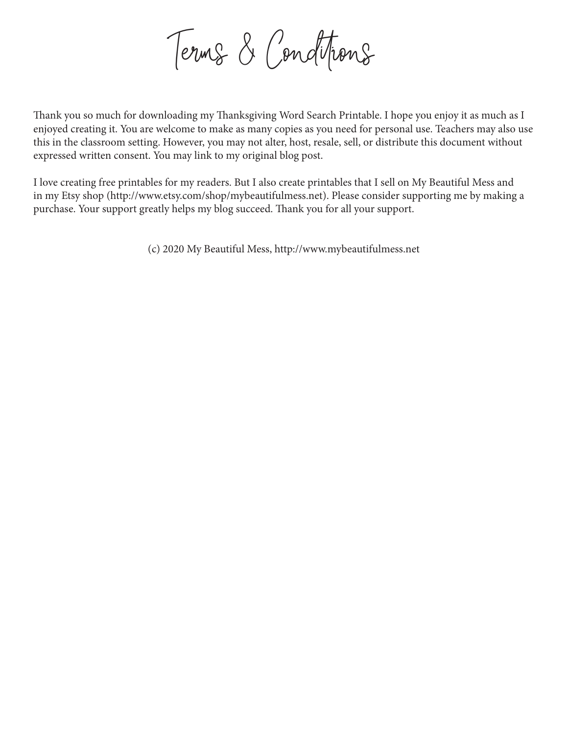# Terms & Conditions

Thank you so much for downloading my Thanksgiving Word Search Printable. I hope you enjoy it as much as I enjoyed creating it. You are welcome to make as many copies as you need for personal use. Teachers may also use this in the classroom setting. However, you may not alter, host, resale, sell, or distribute this document without expressed written consent. You may link to my original blog post.

I love creating free printables for my readers. But I also create printables that I sell on My Beautiful Mess and in my Etsy shop (http://www.etsy.com/shop/mybeautifulmess.net). Please consider supporting me by making a purchase. Your support greatly helps my blog succeed. Thank you for all your support.

(c) 2020 My Beautiful Mess, http://www.mybeautifulmess.net